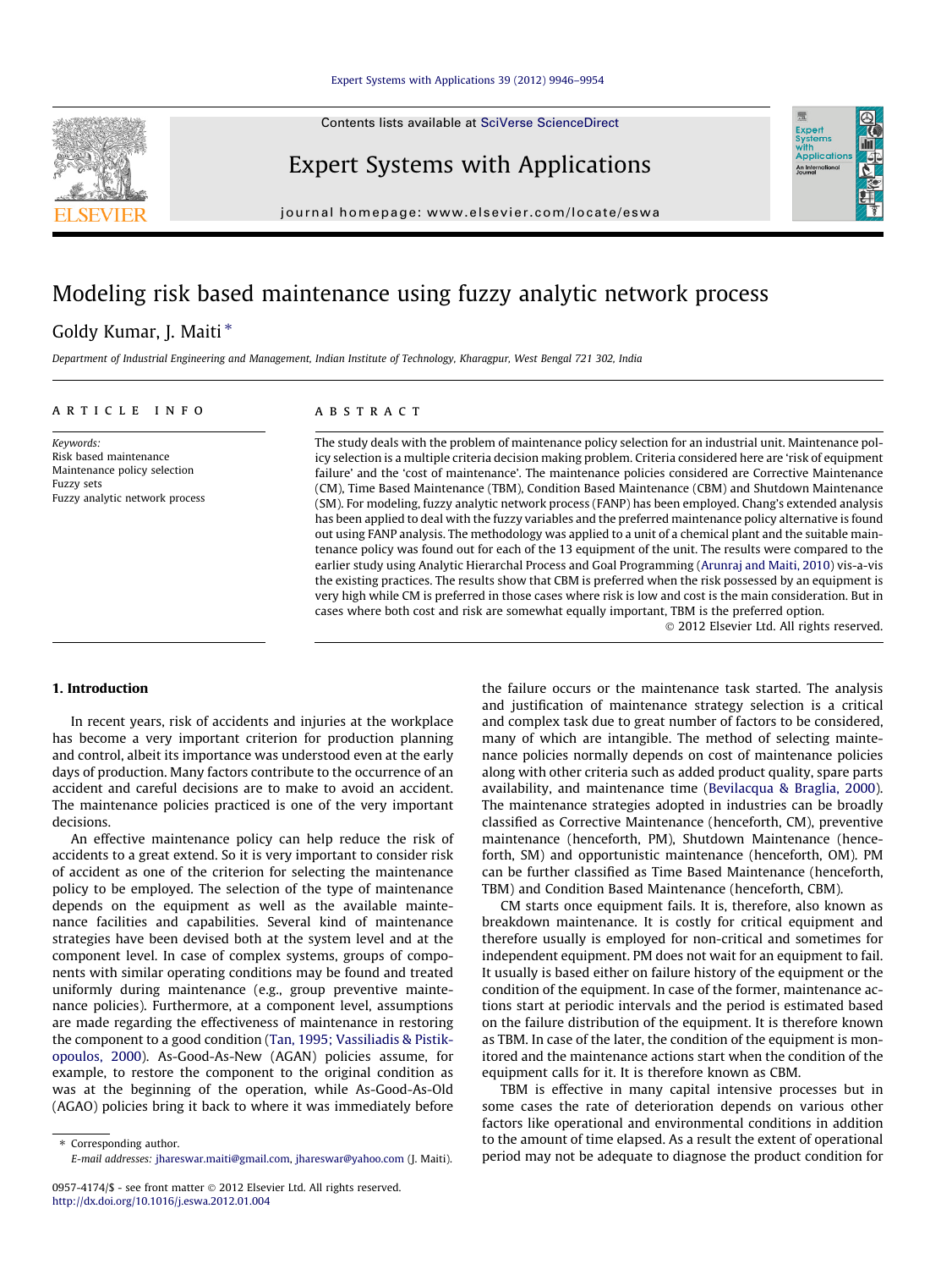# Modeling risk based maintenance using fuzzy analytic network process

Goldy Kumar, J. Maiti *

*Department of Industrial Engineering and Management, Indian Institute of Technology, Kharagpur, West Bengal 721 302, India*

## ARTICLE INFO

*Keywords:*
Risk based maintenance
Maintenance policy selection
Fuzzy sets
Fuzzy analytic network process

## ABSTRACT

The study deals with the problem of maintenance policy selection for an industrial unit. Maintenance policy selection is a multiple criteria decision making problem. Criteria considered here are 'risk of equipment failure' and the 'cost of maintenance'. The maintenance policies considered are Corrective Maintenance (CM), Time Based Maintenance (TBM), Condition Based Maintenance (CBM) and Shutdown Maintenance (SM). For modeling, fuzzy analytic network process (FANP) has been employed. Chang's extended analysis has been applied to deal with the fuzzy variables and the preferred maintenance policy alternative is found out using FANP analysis. The methodology was applied to a unit of a chemical plant and the suitable maintenance policy was found out for each of the 13 equipment of the unit. The results were compared to the earlier study using Analytic Hierarchal Process and Goal Programming (Arunraj and Maiti, 2010) vis-a-vis the existing practices. The results show that CBM is preferred when the risk possessed by an equipment is very high while CM is preferred in those cases where risk is low and cost is the main consideration. But in cases where both cost and risk are somewhat equally important, TBM is the preferred option.

© 2012 Elsevier Ltd. All rights reserved.

## 1. Introduction

In recent years, risk of accidents and injuries at the workplace has become a very important criterion for production planning and control, albeit its importance was understood even at the early days of production. Many factors contribute to the occurrence of an accident and careful decisions are to make to avoid an accident. The maintenance policies practiced is one of the very important decisions.

An effective maintenance policy can help reduce the risk of accidents to a great extend. So it is very important to consider risk of accident as one of the criterion for selecting the maintenance policy to be employed. The selection of the type of maintenance depends on the equipment as well as the available maintenance facilities and capabilities. Several kind of maintenance strategies have been devised both at the system level and at the component level. In case of complex systems, groups of components with similar operating conditions may be found and treated uniformly during maintenance (e.g., group preventive maintenance policies). Furthermore, at a component level, assumptions are made regarding the effectiveness of maintenance in restoring the component to a good condition (Tan, 1995; Vassiliadis & Pistikopoulos, 2000). As-Good-As-New (AGAN) policies assume, for example, to restore the component to the original condition as was at the beginning of the operation, while As-Good-As-Old (AGAO) policies bring it back to where it was immediately before the failure occurs or the maintenance task started. The analysis and justification of maintenance strategy selection is a critical and complex task due to great number of factors to be considered, many of which are intangible. The method of selecting maintenance policies normally depends on cost of maintenance policies along with other criteria such as added product quality, spare parts availability, and maintenance time (Bevilacqua & Braglia, 2000). The maintenance strategies adopted in industries can be broadly classified as Corrective Maintenance (henceforth, CM), preventive maintenance (henceforth, PM), Shutdown Maintenance (henceforth, SM) and opportunistic maintenance (henceforth, OM). PM can be further classified as Time Based Maintenance (henceforth, TBM) and Condition Based Maintenance (henceforth, CBM).

CM starts once equipment fails. It is, therefore, also known as breakdown maintenance. It is costly for critical equipment and therefore usually is employed for non-critical and sometimes for independent equipment. PM does not wait for an equipment to fail. It usually is based either on failure history of the equipment or the condition of the equipment. In case of the former, maintenance actions start at periodic intervals and the period is estimated based on the failure distribution of the equipment. It is therefore known as TBM. In case of the later, the condition of the equipment is monitored and the maintenance actions start when the condition of the equipment calls for it. It is therefore known as CBM.

TBM is effective in many capital intensive processes but in some cases the rate of deterioration depends on various other factors like operational and environmental conditions in addition to the amount of time elapsed. As a result the extent of operational period may not be adequate to diagnose the product condition for

* Corresponding author.
E-mail addresses: jhareswar.maiti@gmail.com, jhareswar@yahoo.com (J. Maiti).

0957-4174/$ - see front matter © 2012 Elsevier Ltd. All rights reserved.
http://dx.doi.org/10.1016/j.eswa.2012.01.004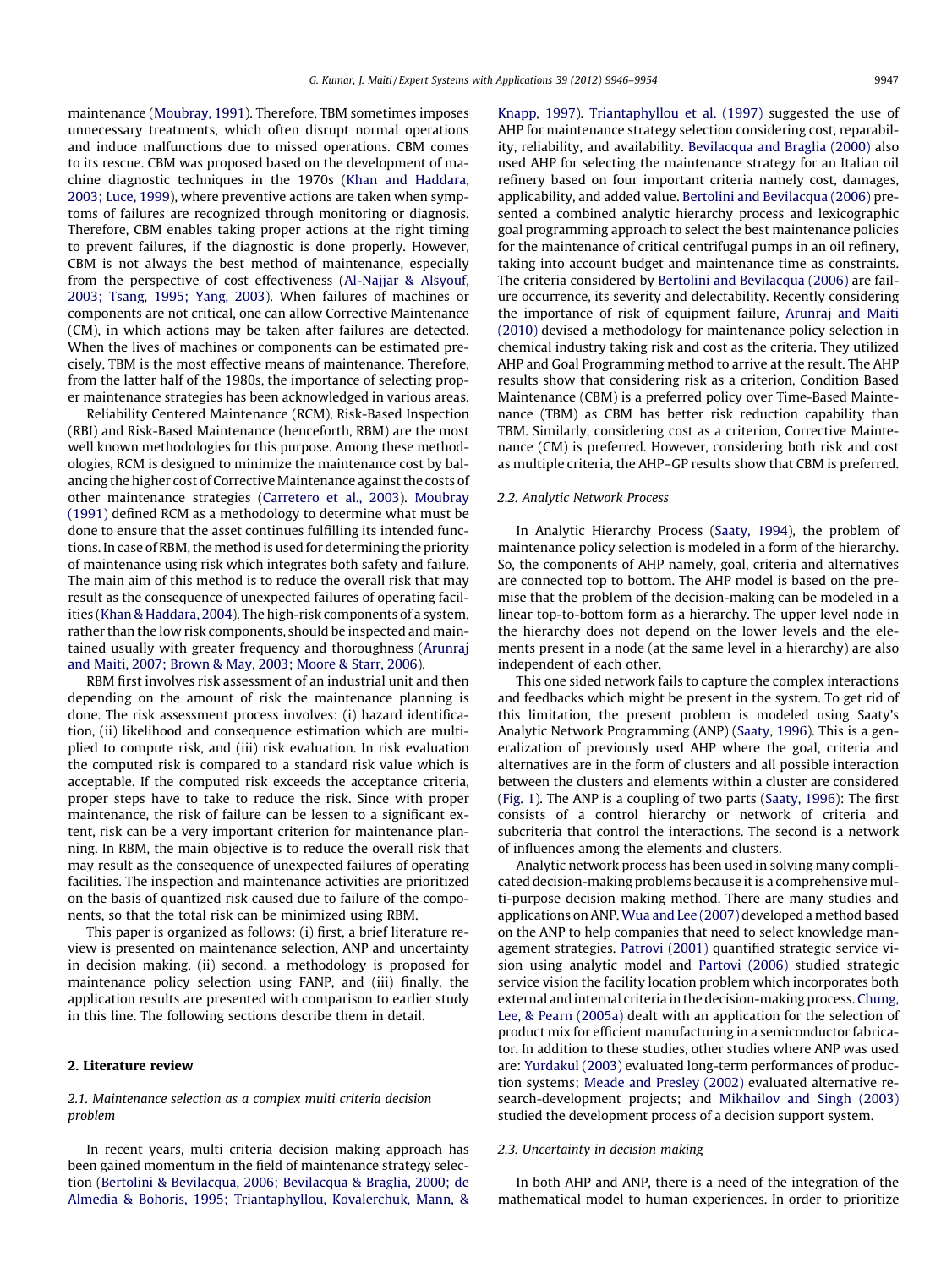maintenance (Moubray, 1991). Therefore, TBM sometimes imposes unnecessary treatments, which often disrupt normal operations and induce malfunctions due to missed operations. CBM comes to its rescue. CBM was proposed based on the development of machine diagnostic techniques in the 1970s (Khan and Haddara, 2003; Luce, 1999), where preventive actions are taken when symptoms of failures are recognized through monitoring or diagnosis. Therefore, CBM enables taking proper actions at the right timing to prevent failures, if the diagnostic is done properly. However, CBM is not always the best method of maintenance, especially from the perspective of cost effectiveness (Al-Najjar & Alsyouf, 2003; Tsang, 1995; Yang, 2003). When failures of machines or components are not critical, one can allow Corrective Maintenance (CM), in which actions may be taken after failures are detected. When the lives of machines or components can be estimated precisely, TBM is the most effective means of maintenance. Therefore, from the latter half of the 1980s, the importance of selecting proper maintenance strategies has been acknowledged in various areas.

Reliability Centered Maintenance (RCM), Risk-Based Inspection (RBI) and Risk-Based Maintenance (henceforth, RBM) are the most well known methodologies for this purpose. Among these methodologies, RCM is designed to minimize the maintenance cost by balancing the higher cost of Corrective Maintenance against the costs of other maintenance strategies (Carretero et al., 2003). Moubray (1991) defined RCM as a methodology to determine what must be done to ensure that the asset continues fulfilling its intended functions. In case of RBM, the method is used for determining the priority of maintenance using risk which integrates both safety and failure. The main aim of this method is to reduce the overall risk that may result as the consequence of unexpected failures of operating facilities (Khan & Haddara, 2004). The high-risk components of a system, rather than the low risk components, should be inspected and maintained usually with greater frequency and thoroughness (Arunraj and Maiti, 2007; Brown & May, 2003; Moore & Starr, 2006).

RBM first involves risk assessment of an industrial unit and then depending on the amount of risk the maintenance planning is done. The risk assessment process involves: (i) hazard identification, (ii) likelihood and consequence estimation which are multiplied to compute risk, and (iii) risk evaluation. In risk evaluation the computed risk is compared to a standard risk value which is acceptable. If the computed risk exceeds the acceptance criteria, proper steps have to take to reduce the risk. Since with proper maintenance, the risk of failure can be lessen to a significant extent, risk can be a very important criterion for maintenance planning. In RBM, the main objective is to reduce the overall risk that may result as the consequence of unexpected failures of operating facilities. The inspection and maintenance activities are prioritized on the basis of quantized risk caused due to failure of the components, so that the total risk can be minimized using RBM.

This paper is organized as follows: (i) first, a brief literature review is presented on maintenance selection, ANP and uncertainty in decision making, (ii) second, a methodology is proposed for maintenance policy selection using FANP, and (iii) finally, the application results are presented with comparison to earlier study in this line. The following sections describe them in detail.

## 2. Literature review

### 2.1. Maintenance selection as a complex multi criteria decision problem

In recent years, multi criteria decision making approach has gained momentum in the field of maintenance strategy selection (Bertolini & Bevilacqua, 2006; Bevilacqua & Braglia, 2000; de Almedia & Bohoris, 1995; Triantaphyllou, Kovalerchuk, Mann, & Knapp, 1997). Triantaphyllou et al. (1997) suggested the use of AHP for maintenance strategy selection considering cost, reparability, reliability, and availability. Bevilacqua and Braglia (2000) also used AHP for selecting the maintenance strategy for an Italian oil refinery based on four important criteria namely cost, damages, applicability, and added value. Bertolini and Bevilacqua (2006) presented a combined analytic hierarchy process and lexicographic goal programming approach to select the best maintenance policies for the maintenance of critical centrifugal pumps in an oil refinery, taking into account budget and maintenance time as constraints. The criteria considered by Bertolini and Bevilacqua (2006) are failure occurrence, its severity and delectability. Recently considering the importance of risk of equipment failure, Arunraj and Maiti (2010) devised a methodology for maintenance policy selection in chemical industry taking risk and cost as the criteria. They utilized AHP and Goal Programming method to arrive at the result. The AHP results show that considering risk as a criterion, Condition Based Maintenance (CBM) is a preferred policy over Time-Based Maintenance (TBM) as CBM has better risk reduction capability than TBM. Similarly, considering cost as a criterion, Corrective Maintenance (CM) is preferred. However, considering both risk and cost as multiple criteria, the AHP–GP results show that CBM is preferred.

### 2.2. Analytic Network Process

In Analytic Hierarchy Process (Saaty, 1994), the problem of maintenance policy selection is modeled in a form of the hierarchy. So, the components of AHP namely, goal, criteria and alternatives are connected top to bottom. The AHP model is based on the premise that the problem of the decision-making can be modeled in a linear top-to-bottom form as a hierarchy. The upper level node in the hierarchy does not depend on the lower levels and the elements present in a node (at the same level in a hierarchy) are also independent of each other.

This one sided network fails to capture the complex interactions and feedbacks which might be present in the system. To get rid of this limitation, the present problem is modeled using Saaty's Analytic Network Programming (ANP) (Saaty, 1996). This is a generalization of previously used AHP where the goal, criteria and alternatives are in the form of clusters and all possible interaction between the clusters and elements within a cluster are considered (Fig. 1). The ANP is a coupling of two parts (Saaty, 1996): The first consists of a control hierarchy or network of criteria and subcriteria that control the interactions. The second is a network of influences among the elements and clusters.

Analytic network process has been used in solving many complicated decision-making problems because it is a comprehensive multi-purpose decision making method. There are many studies and applications on ANP. Wua and Lee (2007) developed a method based on the ANP to help companies that need to select knowledge management strategies. Patrovi (2001) quantified strategic service vision using analytic model and Partovi (2006) studied strategic service vision the facility location problem which incorporates both external and internal criteria in the decision-making process. Chung, Lee, & Pearn (2005a) dealt with an application for the selection of product mix for efficient manufacturing in a semiconductor fabricator. In addition to these studies, other studies where ANP was used are: Yurdakul (2003) evaluated long-term performances of production systems; Meade and Presley (2002) evaluated alternative research-development projects; and Mikhailov and Singh (2003) studied the development process of a decision support system.

### 2.3. Uncertainty in decision making

In both AHP and ANP, there is a need of the integration of the mathematical model to human experiences. In order to prioritize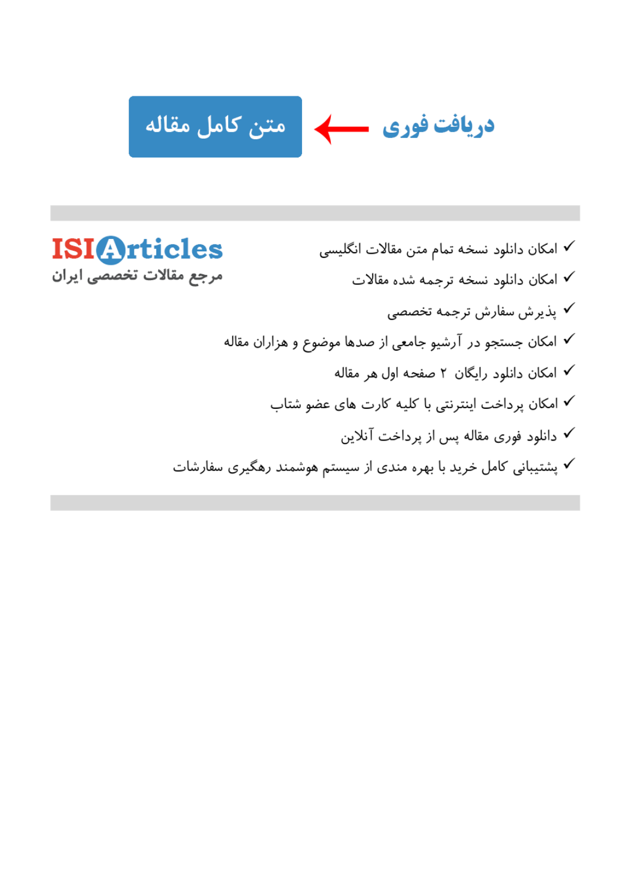دریافت فوری ← متن کامل مقاله

**ISIArticles**
مرجع مقالات تخصصی ایران

- ✓ امکان دانلود نسخه تمام متن مقالات انگلیسی
- ✓ امکان دانلود نسخه ترجمه شده مقالات
- ✓ پذیرش سفارش ترجمه تخصصی
- ✓ امکان جستجو در آرشیو جامعی از صدها موضوع و هزاران مقاله
- ✓ امکان دانلود رایگان ۲ صفحه اول هر مقاله
- ✓ امکان پرداخت اینترنتی با کلیه کارت های عضو شتاب
- ✓ دانلود فوری مقاله پس از پرداخت آنلاین
- ✓ پشتیبانی کامل خرید با بهره مندی از سیستم هوشمند رهگیری سفارشات